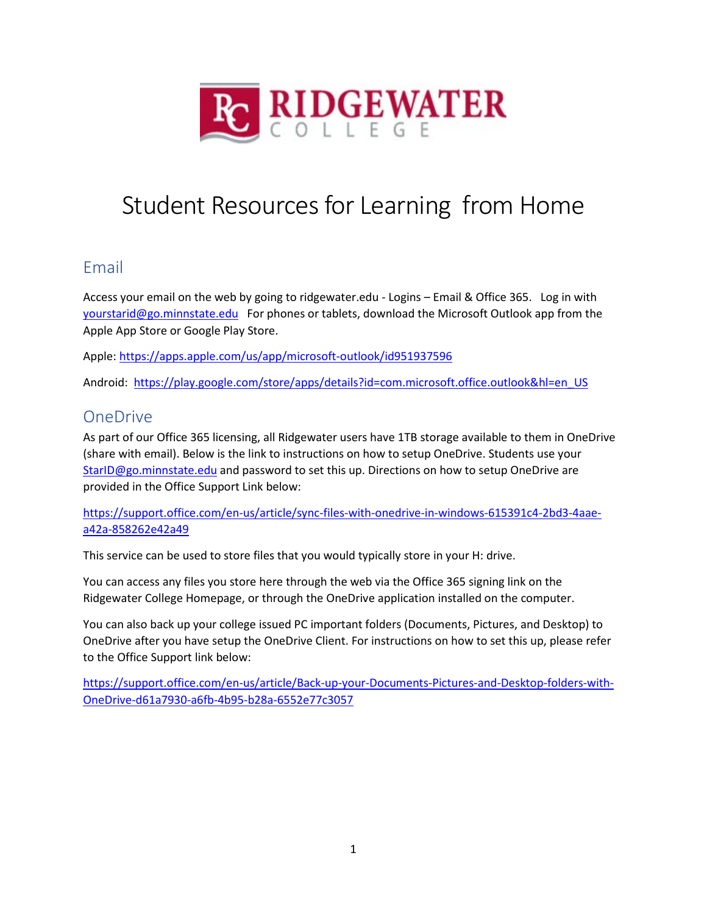RIDGEWATER COLLEGE

# Student Resources for Learning from Home

## Email

Access your email on the web by going to ridgewater.edu - Logins – Email & Office 365. Log in with yourstarid@go.minnstate.edu For phones or tablets, download the Microsoft Outlook app from the Apple App Store or Google Play Store.

Apple: https://apps.apple.com/us/app/microsoft-outlook/id951937596

Android: https://play.google.com/store/apps/details?id=com.microsoft.office.outlook&hl=en_US

## OneDrive

As part of our Office 365 licensing, all Ridgewater users have 1TB storage available to them in OneDrive (share with email). Below is the link to instructions on how to setup OneDrive. Students use your StarID@go.minnstate.edu and password to set this up. Directions on how to setup OneDrive are provided in the Office Support Link below:

https://support.office.com/en-us/article/sync-files-with-onedrive-in-windows-615391c4-2bd3-4aae-a42a-858262e42a49

This service can be used to store files that you would typically store in your H: drive.

You can access any files you store here through the web via the Office 365 signing link on the Ridgewater College Homepage, or through the OneDrive application installed on the computer.

You can also back up your college issued PC important folders (Documents, Pictures, and Desktop) to OneDrive after you have setup the OneDrive Client. For instructions on how to set this up, please refer to the Office Support link below:

https://support.office.com/en-us/article/Back-up-your-Documents-Pictures-and-Desktop-folders-with-OneDrive-d61a7930-a6fb-4b95-b28a-6552e77c3057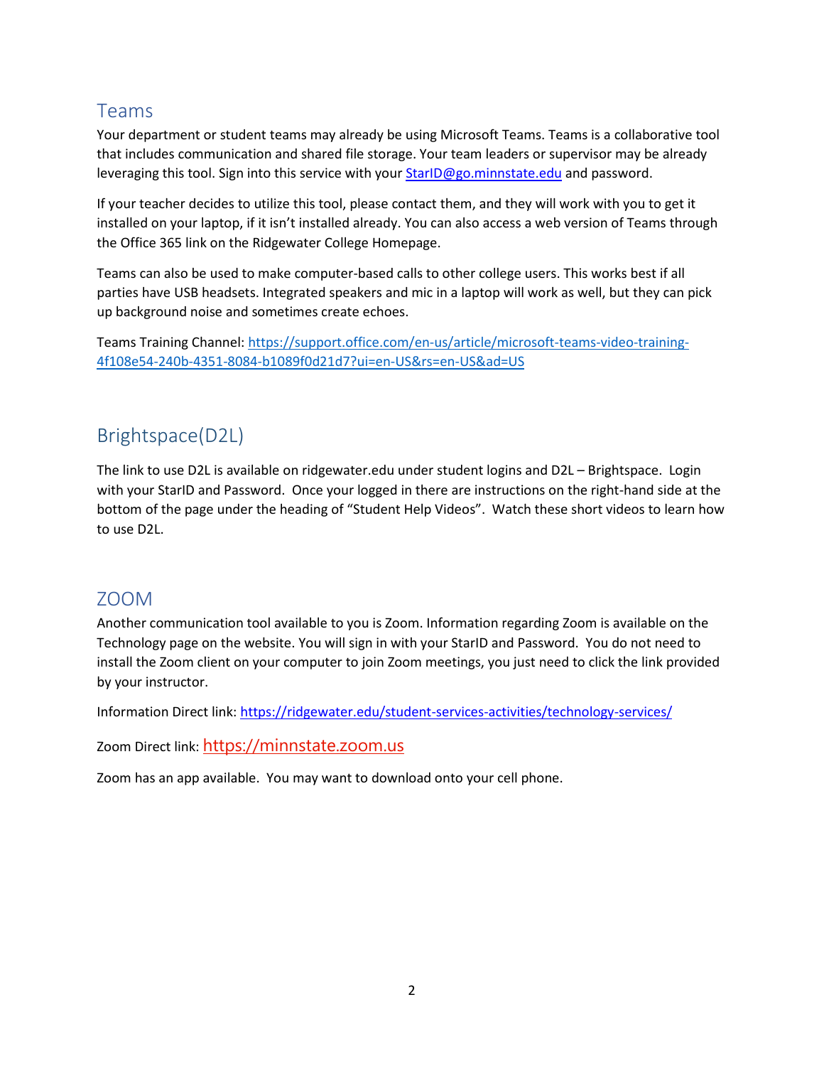## Teams

Your department or student teams may already be using Microsoft Teams. Teams is a collaborative tool that includes communication and shared file storage. Your team leaders or supervisor may be already leveraging this tool. Sign into this service with your StarID@go.minnstate.edu and password.

If your teacher decides to utilize this tool, please contact them, and they will work with you to get it installed on your laptop, if it isn't installed already. You can also access a web version of Teams through the Office 365 link on the Ridgewater College Homepage.

Teams can also be used to make computer-based calls to other college users. This works best if all parties have USB headsets. Integrated speakers and mic in a laptop will work as well, but they can pick up background noise and sometimes create echoes.

Teams Training Channel: https://support.office.com/en-us/article/microsoft-teams-video-training-4f108e54-240b-4351-8084-b1089f0d21d7?ui=en-US&rs=en-US&ad=US

## Brightspace(D2L)

The link to use D2L is available on ridgewater.edu under student logins and D2L – Brightspace. Login with your StarID and Password. Once your logged in there are instructions on the right-hand side at the bottom of the page under the heading of "Student Help Videos". Watch these short videos to learn how to use D2L.

## ZOOM

Another communication tool available to you is Zoom. Information regarding Zoom is available on the Technology page on the website. You will sign in with your StarID and Password. You do not need to install the Zoom client on your computer to join Zoom meetings, you just need to click the link provided by your instructor.

Information Direct link: https://ridgewater.edu/student-services-activities/technology-services/

Zoom Direct link: https://minnstate.zoom.us

Zoom has an app available. You may want to download onto your cell phone.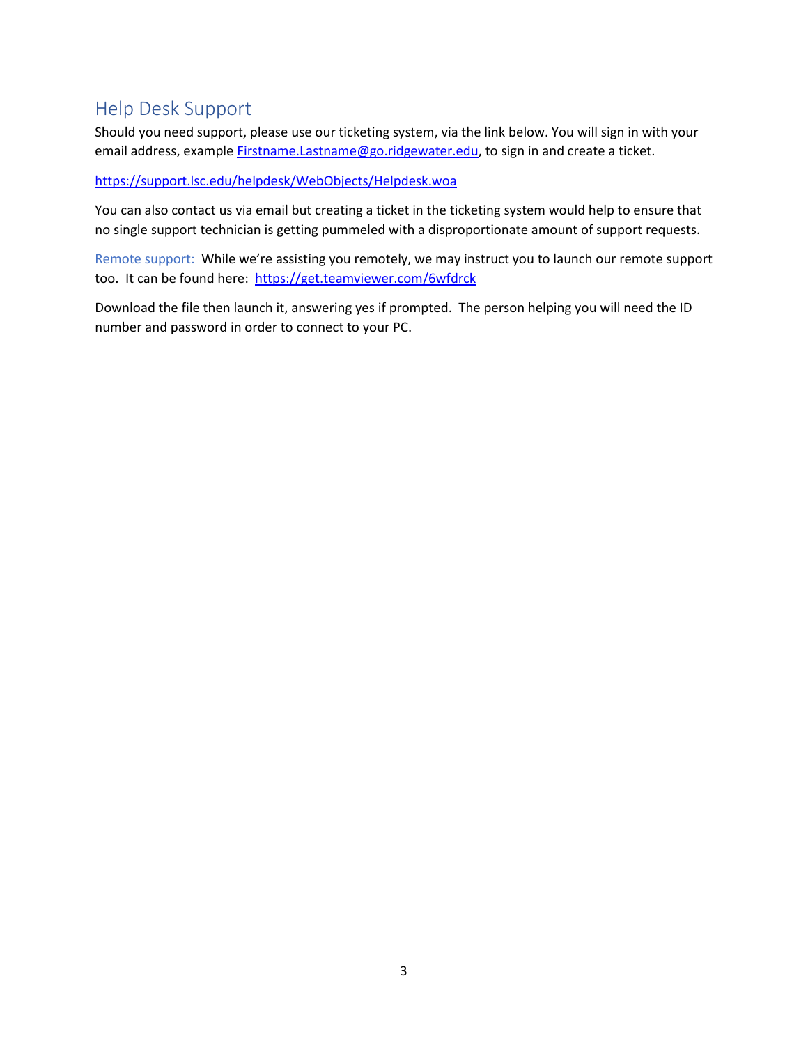## Help Desk Support

Should you need support, please use our ticketing system, via the link below. You will sign in with your email address, example Firstname.Lastname@go.ridgewater.edu, to sign in and create a ticket.

https://support.lsc.edu/helpdesk/WebObjects/Helpdesk.woa

You can also contact us via email but creating a ticket in the ticketing system would help to ensure that no single support technician is getting pummeled with a disproportionate amount of support requests.

Remote support: While we're assisting you remotely, we may instruct you to launch our remote support too. It can be found here: https://get.teamviewer.com/6wfdrck

Download the file then launch it, answering yes if prompted. The person helping you will need the ID number and password in order to connect to your PC.